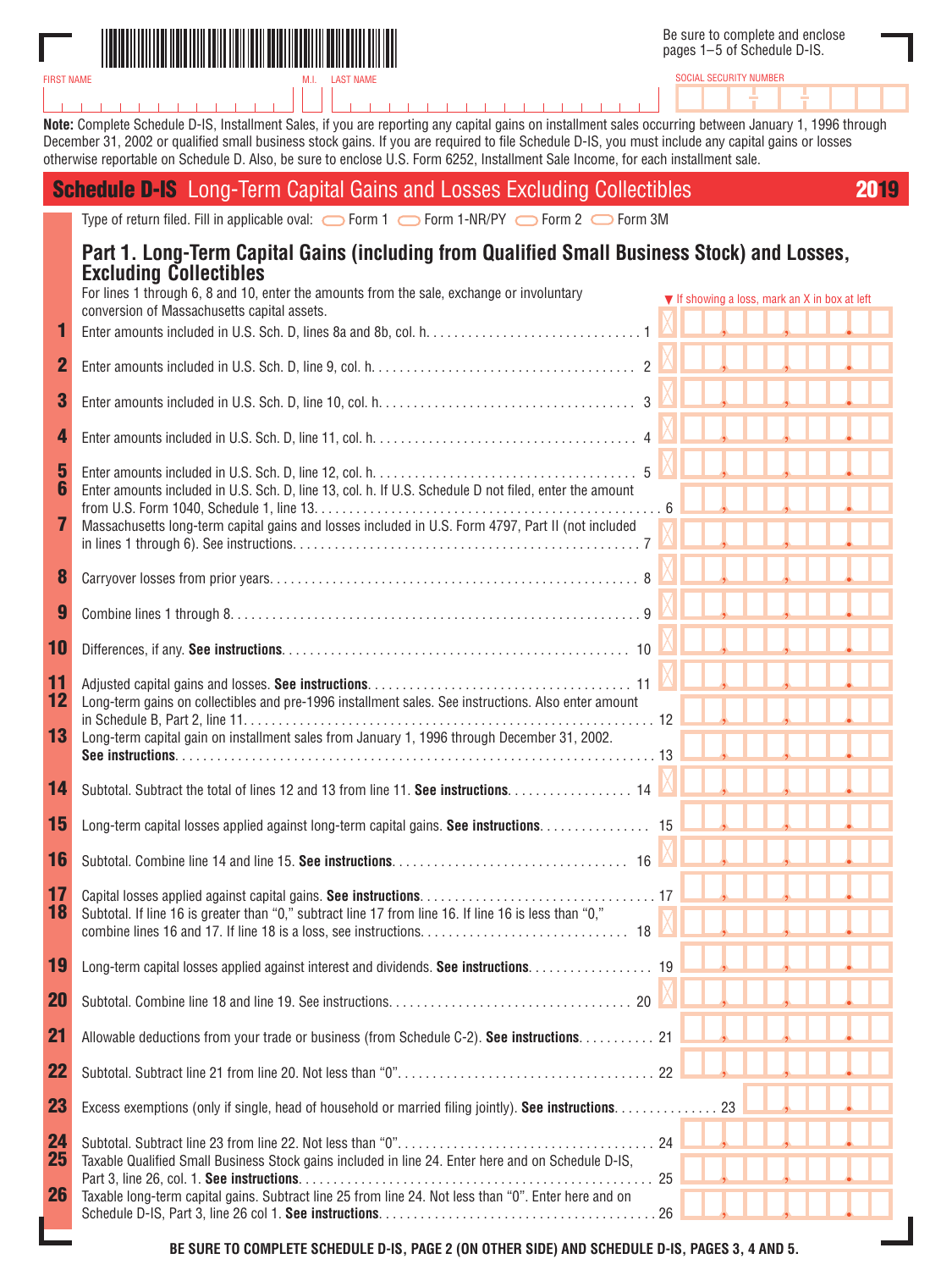Be sure to complete and enclose pages 1–5 of Schedule D-IS.

FIRST NAME | M.I. | LAST NAME | SOCIAL SECURITY NUMBER

**Note:** Complete Schedule D-IS, Installment Sales, if you are reporting any capital gains on installment sales occurring between January 1, 1996 through December 31, 2002 or qualified small business stock gains. If you are required to file Schedule D-IS, you must include any capital gains or losses otherwise reportable on Schedule D. Also, be sure to enclose U.S. Form 6252, Installment Sale Income, for each installment sale.

# Schedule D-IS Long-Term Capital Gains and Losses Excluding Collectibles 2019

Type of return filed. Fill in applicable oval: Form 1 Form 1-NR/PY Form 2 Form 3M

## Part 1. Long-Term Capital Gains (including from Qualified Small Business Stock) and Losses, Excluding Collectibles

For lines 1 through 6, 8 and 10, enter the amounts from the sale, exchange or involuntary conversion of Massachusetts capital assets.

▼ If showing a loss, mark an X in box at left

1. Enter amounts included in U.S. Sch. D, lines 8a and 8b, col. h. . . . . 1
2. Enter amounts included in U.S. Sch. D, line 9, col. h. . . . . 2
3. Enter amounts included in U.S. Sch. D, line 10, col. h. . . . . 3
4. Enter amounts included in U.S. Sch. D, line 11, col. h. . . . . 4
5. Enter amounts included in U.S. Sch. D, line 12, col. h. . . . . 5
6. Enter amounts included in U.S. Sch. D, line 13, col. h. If U.S. Schedule D not filed, enter the amount from U.S. Form 1040, Schedule 1, line 13. . . . . 6
7. Massachusetts long-term capital gains and losses included in U.S. Form 4797, Part II (not included in lines 1 through 6). See instructions. . . . . 7
8. Carryover losses from prior years. . . . . 8
9. Combine lines 1 through 8. . . . . 9
10. Differences, if any. **See instructions.** . . . . 10
11. Adjusted capital gains and losses. **See instructions.** . . . . 11
12. Long-term gains on collectibles and pre-1996 installment sales. See instructions. Also enter amount in Schedule B, Part 2, line 11. . . . . 12
13. Long-term capital gain on installment sales from January 1, 1996 through December 31, 2002. **See instructions.** . . . . 13
14. Subtotal. Subtract the total of lines 12 and 13 from line 11. **See instructions.** . . . . 14
15. Long-term capital losses applied against long-term capital gains. **See instructions.** . . . . 15
16. Subtotal. Combine line 14 and line 15. **See instructions.** . . . . 16
17. Capital losses applied against capital gains. **See instructions.** . . . . 17
18. Subtotal. If line 16 is greater than “0,” subtract line 17 from line 16. If line 16 is less than “0,” combine lines 16 and 17. If line 18 is a loss, see instructions. . . . . 18
19. Long-term capital losses applied against interest and dividends. **See instructions.** . . . . 19
20. Subtotal. Combine line 18 and line 19. See instructions. . . . . 20
21. Allowable deductions from your trade or business (from Schedule C-2). **See instructions.** . . . . 21
22. Subtotal. Subtract line 21 from line 20. Not less than “0”. . . . . 22
23. Excess exemptions (only if single, head of household or married filing jointly). **See instructions.** . . . . 23
24. Subtotal. Subtract line 23 from line 22. Not less than “0”. . . . . 24
25. Taxable Qualified Small Business Stock gains included in line 24. Enter here and on Schedule D-IS, Part 3, line 26, col. 1. **See instructions.** . . . . 25
26. Taxable long-term capital gains. Subtract line 25 from line 24. Not less than “0”. Enter here and on Schedule D-IS, Part 3, line 26 col 1. **See instructions.** . . . . 26

**BE SURE TO COMPLETE SCHEDULE D-IS, PAGE 2 (ON OTHER SIDE) AND SCHEDULE D-IS, PAGES 3, 4 AND 5.**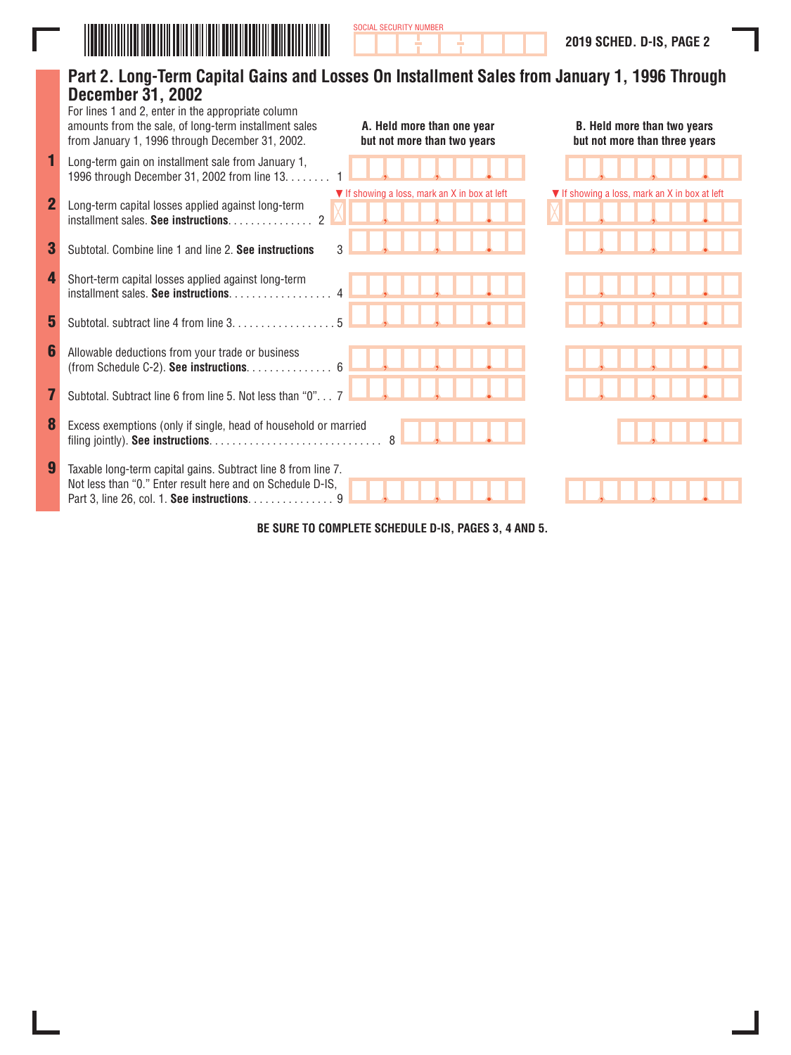SOCIAL SECURITY NUMBER

2019 SCHED. D-IS, PAGE 2

## Part 2. Long-Term Capital Gains and Losses On Installment Sales from January 1, 1996 Through December 31, 2002

For lines 1 and 2, enter in the appropriate column amounts from the sale, of long-term installment sales from January 1, 1996 through December 31, 2002.

| | | A. Held more than one year but not more than two years | B. Held more than two years but not more than three years |
|---|---|---|---|
| 1 | Long-term gain on installment sale from January 1, 1996 through December 31, 2002 from line 13. . . . . . . . 1 | | |
| 2 | Long-term capital losses applied against long-term installment sales. **See instructions**. . . . . . . . . . . . . . . 2 | ▼ If showing a loss, mark an X in box at left | ▼ If showing a loss, mark an X in box at left |
| 3 | Subtotal. Combine line 1 and line 2. **See instructions** 3 | | |
| 4 | Short-term capital losses applied against long-term installment sales. **See instructions**. . . . . . . . . . . . . . . . . 4 | | |
| 5 | Subtotal. subtract line 4 from line 3. . . . . . . . . . . . . . . . . . 5 | | |
| 6 | Allowable deductions from your trade or business (from Schedule C-2). **See instructions**. . . . . . . . . . . . . . . 6 | | |
| 7 | Subtotal. Subtract line 6 from line 5. Not less than "0". . . 7 | | |
| 8 | Excess exemptions (only if single, head of household or married filing jointly). **See instructions**. . . . . . . . . . . . . . . . . . . . . . . . . . . . . 8 | | |
| 9 | Taxable long-term capital gains. Subtract line 8 from line 7. Not less than "0." Enter result here and on Schedule D-IS, Part 3, line 26, col. 1. **See instructions**. . . . . . . . . . . . . . . 9 | | |

**BE SURE TO COMPLETE SCHEDULE D-IS, PAGES 3, 4 AND 5.**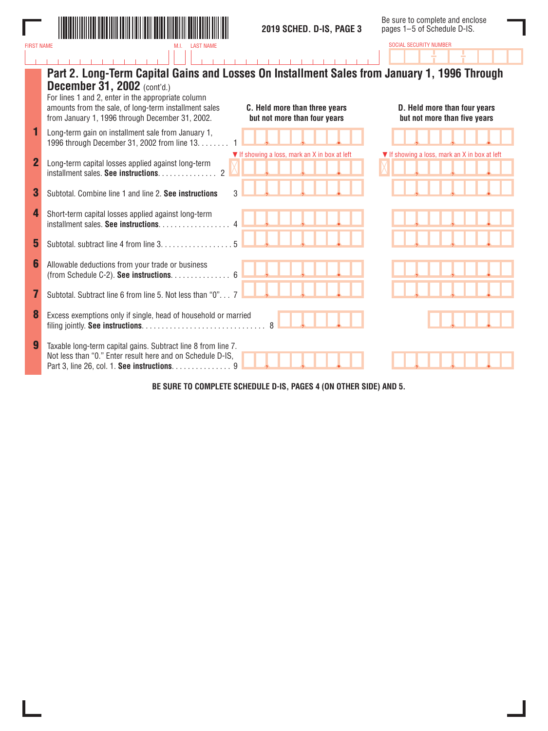2019 SCHED. D-IS, PAGE 3

Be sure to complete and enclose pages 1–5 of Schedule D-IS.

FIRST NAME | M.I. | LAST NAME | SOCIAL SECURITY NUMBER

## Part 2. Long-Term Capital Gains and Losses On Installment Sales from January 1, 1996 Through December 31, 2002 (cont'd.)

For lines 1 and 2, enter in the appropriate column amounts from the sale, of long-term installment sales from January 1, 1996 through December 31, 2002.

| Line | Description | C. Held more than three years but not more than four years | D. Held more than four years but not more than five years |
|---|---|---|---|
| 1 | Long-term gain on installment sale from January 1, 1996 through December 31, 2002 from line 13. . . . . . . . 1 | | |
| 2 | Long-term capital losses applied against long-term installment sales. **See instructions**. . . . . . . . . . . . . . . 2 | ▼ If showing a loss, mark an X in box at left | ▼ If showing a loss, mark an X in box at left |
| 3 | Subtotal. Combine line 1 and line 2. **See instructions** 3 | | |
| 4 | Short-term capital losses applied against long-term installment sales. **See instructions**. . . . . . . . . . . . . . . . . 4 | | |
| 5 | Subtotal. subtract line 4 from line 3. . . . . . . . . . . . . . . . . . 5 | | |
| 6 | Allowable deductions from your trade or business (from Schedule C-2). **See instructions**. . . . . . . . . . . . . . 6 | | |
| 7 | Subtotal. Subtract line 6 from line 5. Not less than "0". . . 7 | | |
| 8 | Excess exemptions only if single, head of household or married filing jointly. **See instructions**. . . . . . . . . . . . . . . . . . . . . . . . . . . . . . 8 | | |
| 9 | Taxable long-term capital gains. Subtract line 8 from line 7. Not less than "0." Enter result here and on Schedule D-IS, Part 3, line 26, col. 1. **See instructions**. . . . . . . . . . . . . . . 9 | | |

**BE SURE TO COMPLETE SCHEDULE D-IS, PAGES 4 (ON OTHER SIDE) AND 5.**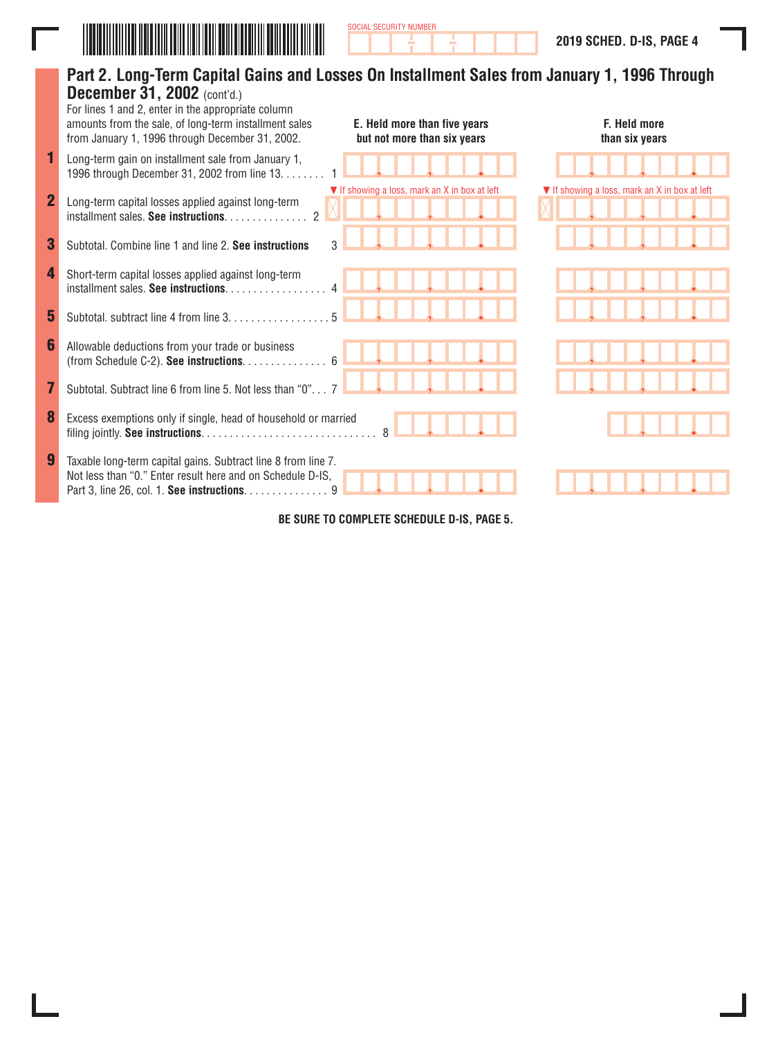SOCIAL SECURITY NUMBER

2019 SCHED. D-IS, PAGE 4

## Part 2. Long-Term Capital Gains and Losses On Installment Sales from January 1, 1996 Through December 31, 2002 (cont'd.)

| For lines 1 and 2, enter in the appropriate column amounts from the sale, of long-term installment sales from January 1, 1996 through December 31, 2002. | **E. Held more than five years but not more than six years** | **F. Held more than six years** |
|---|---|---|
| **1** Long-term gain on installment sale from January 1, 1996 through December 31, 2002 from line 13. . . . . . . . 1 | | |
| **2** Long-term capital losses applied against long-term installment sales. **See instructions**. . . . . . . . . . . . . . 2 | ▼ If showing a loss, mark an X in box at left | ▼ If showing a loss, mark an X in box at left |
| **3** Subtotal. Combine line 1 and line 2. **See instructions** 3 | | |
| **4** Short-term capital losses applied against long-term installment sales. **See instructions**. . . . . . . . . . . . . . . . . 4 | | |
| **5** Subtotal. subtract line 4 from line 3. . . . . . . . . . . . . . . . . 5 | | |
| **6** Allowable deductions from your trade or business (from Schedule C-2). **See instructions**. . . . . . . . . . . . . . 6 | | |
| **7** Subtotal. Subtract line 6 from line 5. Not less than "0". . . 7 | | |
| **8** Excess exemptions only if single, head of household or married filing jointly. **See instructions**. . . . . . . . . . . . . . . . . . . . . . . . . . . . . . 8 | | |
| **9** Taxable long-term capital gains. Subtract line 8 from line 7. Not less than "0." Enter result here and on Schedule D-IS, Part 3, line 26, col. 1. **See instructions**. . . . . . . . . . . . . . 9 | | |

**BE SURE TO COMPLETE SCHEDULE D-IS, PAGE 5.**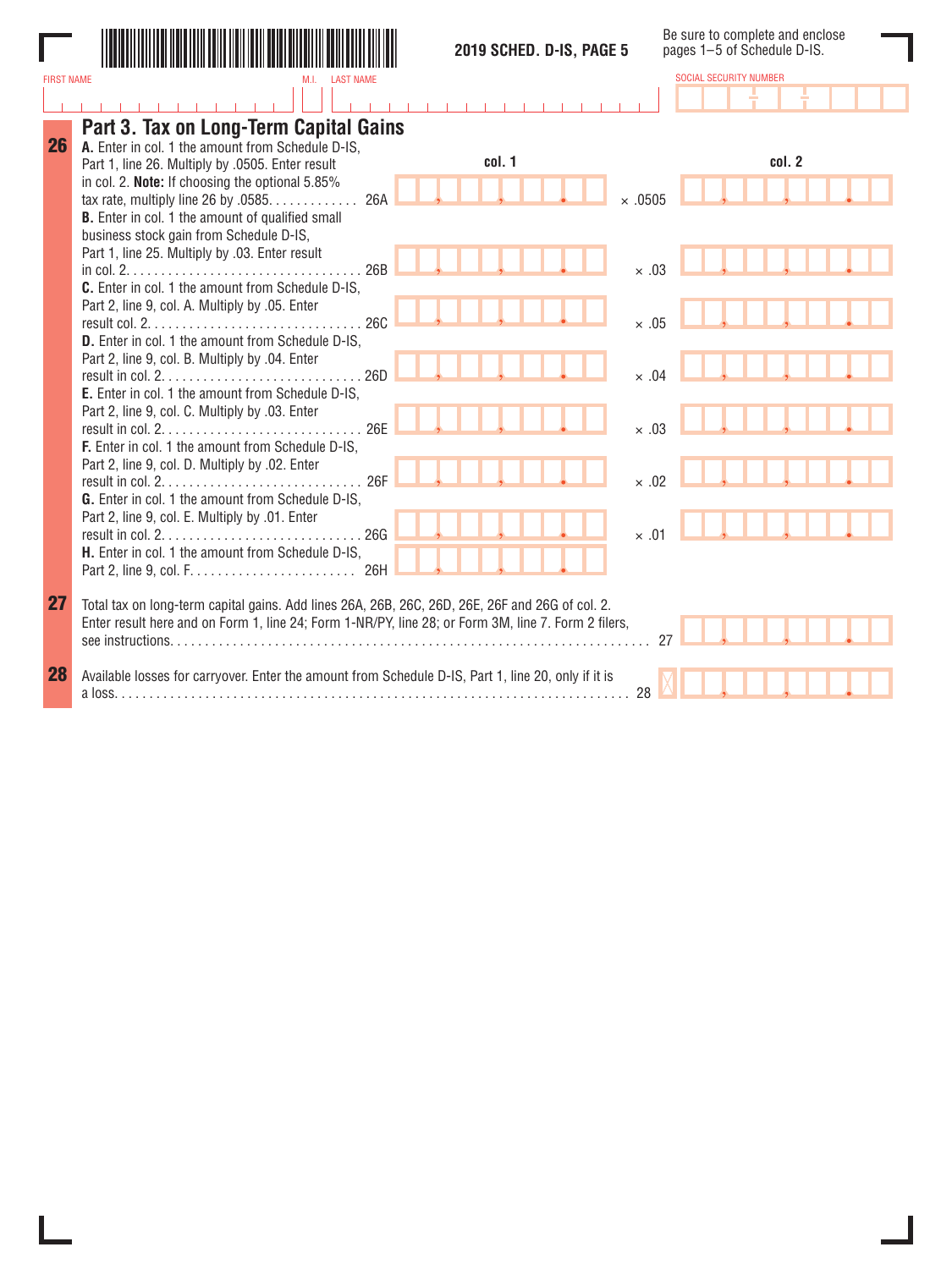2019 SCHED. D-IS, PAGE 5

Be sure to complete and enclose pages 1–5 of Schedule D-IS.

FIRST NAME | M.I. | LAST NAME | SOCIAL SECURITY NUMBER

## Part 3. Tax on Long-Term Capital Gains

| Line | Description | col. 1 | Multiplier | col. 2 |
|---|---|---|---|---|
| 26A | **A.** Enter in col. 1 the amount from Schedule D-IS, Part 1, line 26. Multiply by .0505. Enter result in col. 2. **Note:** If choosing the optional 5.85% tax rate, multiply line 26 by .0585. | | × .0505 | |
| 26B | **B.** Enter in col. 1 the amount of qualified small business stock gain from Schedule D-IS, Part 1, line 25. Multiply by .03. Enter result in col. 2. | | × .03 | |
| 26C | **C.** Enter in col. 1 the amount from Schedule D-IS, Part 2, line 9, col. A. Multiply by .05. Enter result col. 2. | | × .05 | |
| 26D | **D.** Enter in col. 1 the amount from Schedule D-IS, Part 2, line 9, col. B. Multiply by .04. Enter result in col. 2. | | × .04 | |
| 26E | **E.** Enter in col. 1 the amount from Schedule D-IS, Part 2, line 9, col. C. Multiply by .03. Enter result in col. 2. | | × .03 | |
| 26F | **F.** Enter in col. 1 the amount from Schedule D-IS, Part 2, line 9, col. D. Multiply by .02. Enter result in col. 2. | | × .02 | |
| 26G | **G.** Enter in col. 1 the amount from Schedule D-IS, Part 2, line 9, col. E. Multiply by .01. Enter result in col. 2. | | × .01 | |
| 26H | **H.** Enter in col. 1 the amount from Schedule D-IS, Part 2, line 9, col. F. | | | |

**27** Total tax on long-term capital gains. Add lines 26A, 26B, 26C, 26D, 26E, 26F and 26G of col. 2. Enter result here and on Form 1, line 24; Form 1-NR/PY, line 28; or Form 3M, line 7. Form 2 filers, see instructions. . . . 27

**28** Available losses for carryover. Enter the amount from Schedule D-IS, Part 1, line 20, only if it is a loss. . . . 28